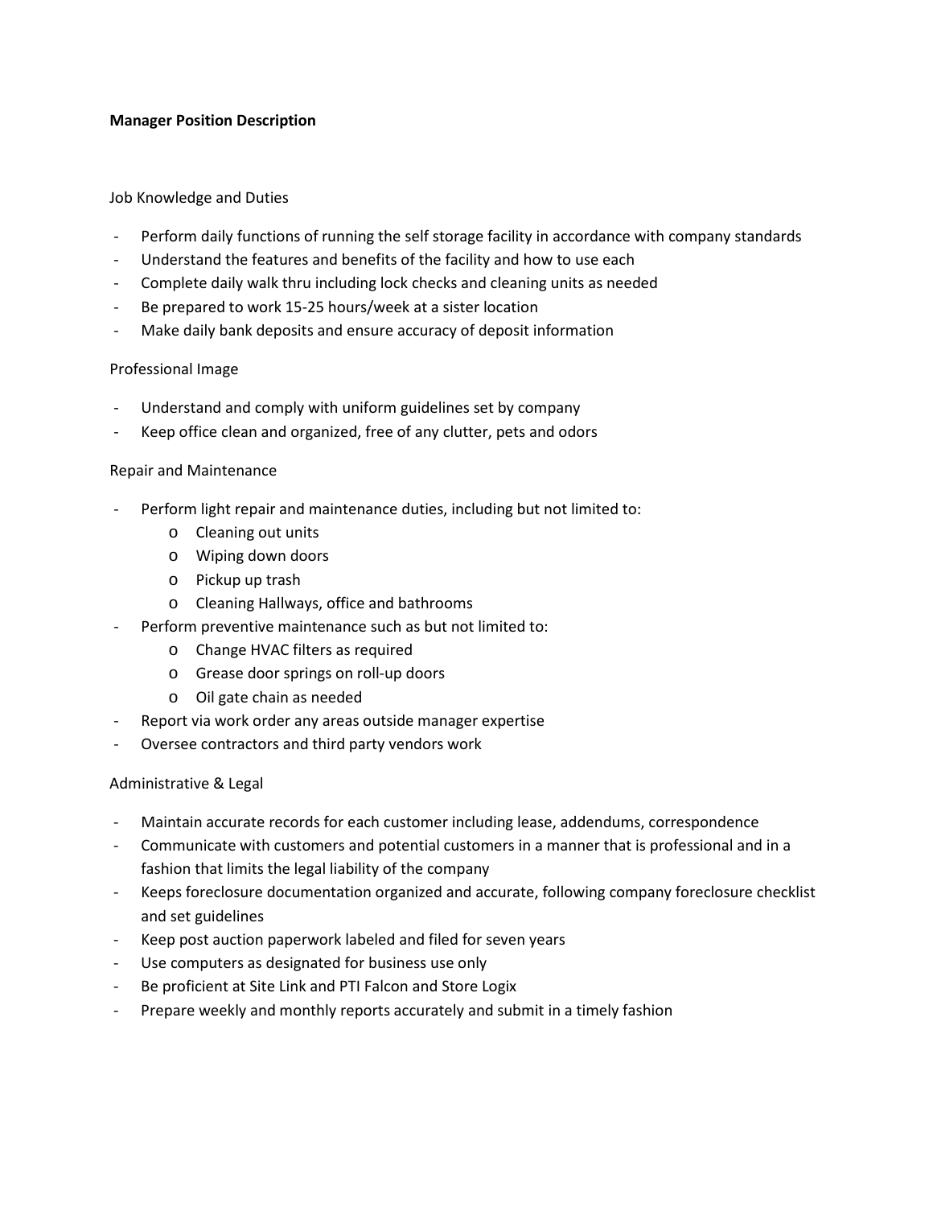**Manager Position Description**

Job Knowledge and Duties

- Perform daily functions of running the self storage facility in accordance with company standards
- Understand the features and benefits of the facility and how to use each
- Complete daily walk thru including lock checks and cleaning units as needed
- Be prepared to work 15-25 hours/week at a sister location
- Make daily bank deposits and ensure accuracy of deposit information

Professional Image

- Understand and comply with uniform guidelines set by company
- Keep office clean and organized, free of any clutter, pets and odors

Repair and Maintenance

- Perform light repair and maintenance duties, including but not limited to:
    - Cleaning out units
    - Wiping down doors
    - Pickup up trash
    - Cleaning Hallways, office and bathrooms
- Perform preventive maintenance such as but not limited to:
    - Change HVAC filters as required
    - Grease door springs on roll-up doors
    - Oil gate chain as needed
- Report via work order any areas outside manager expertise
- Oversee contractors and third party vendors work

Administrative & Legal

- Maintain accurate records for each customer including lease, addendums, correspondence
- Communicate with customers and potential customers in a manner that is professional and in a fashion that limits the legal liability of the company
- Keeps foreclosure documentation organized and accurate, following company foreclosure checklist and set guidelines
- Keep post auction paperwork labeled and filed for seven years
- Use computers as designated for business use only
- Be proficient at Site Link and PTI Falcon and Store Logix
- Prepare weekly and monthly reports accurately and submit in a timely fashion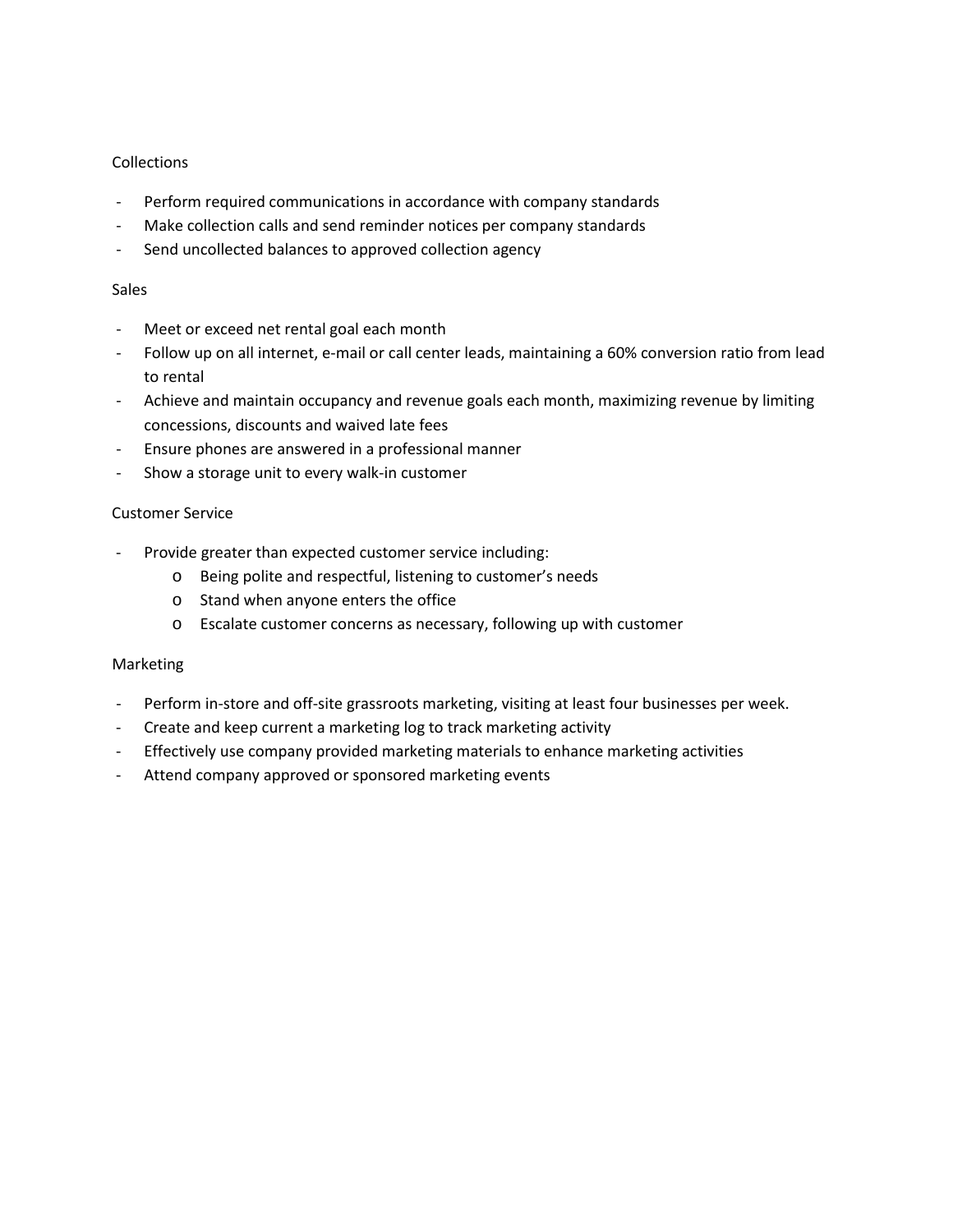Collections

- Perform required communications in accordance with company standards
- Make collection calls and send reminder notices per company standards
- Send uncollected balances to approved collection agency

Sales

- Meet or exceed net rental goal each month
- Follow up on all internet, e-mail or call center leads, maintaining a 60% conversion ratio from lead to rental
- Achieve and maintain occupancy and revenue goals each month, maximizing revenue by limiting concessions, discounts and waived late fees
- Ensure phones are answered in a professional manner
- Show a storage unit to every walk-in customer

Customer Service

- Provide greater than expected customer service including:
    - Being polite and respectful, listening to customer's needs
    - Stand when anyone enters the office
    - Escalate customer concerns as necessary, following up with customer

Marketing

- Perform in-store and off-site grassroots marketing, visiting at least four businesses per week.
- Create and keep current a marketing log to track marketing activity
- Effectively use company provided marketing materials to enhance marketing activities
- Attend company approved or sponsored marketing events